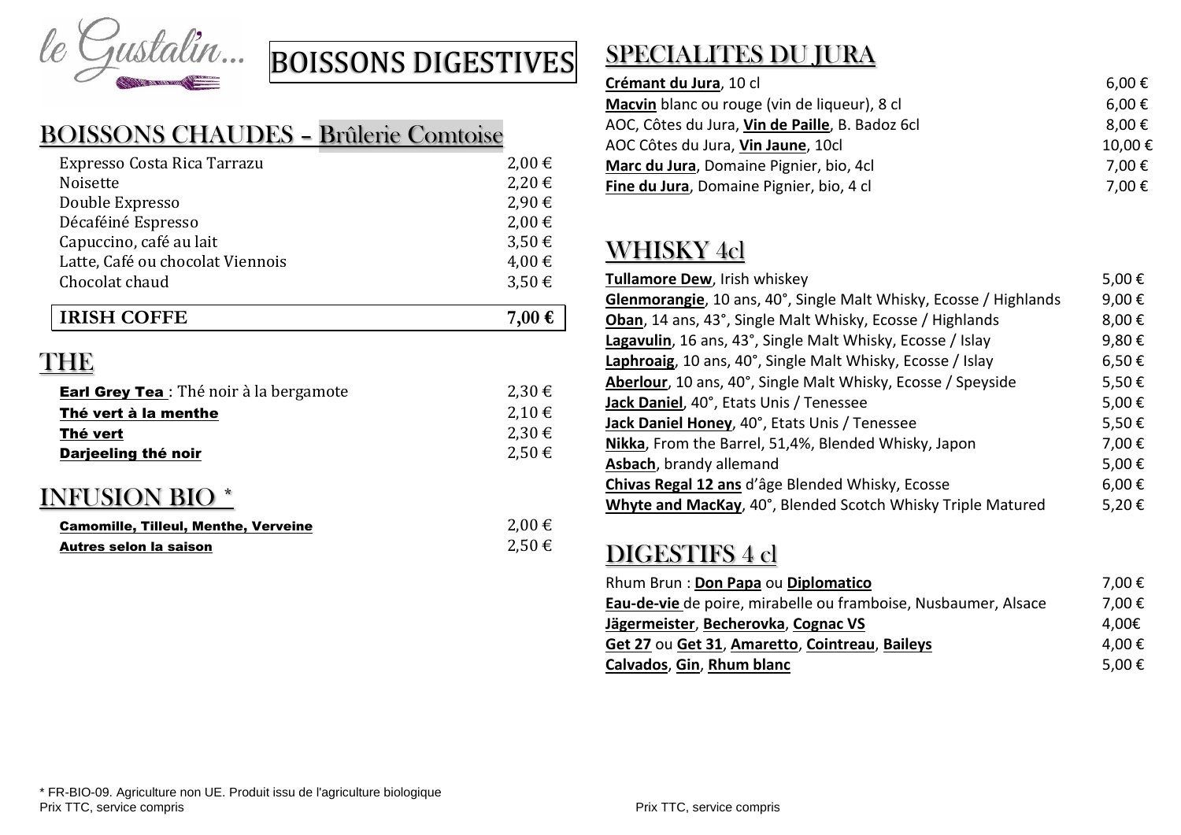le Gustalin...

# BOISSONS DIGESTIVES

## BOISSONS CHAUDES – Brûlerie Comtoise

| | |
|---|---|
| Expresso Costa Rica Tarrazu | 2,00 € |
| Noisette | 2,20 € |
| Double Expresso | 2,90 € |
| Décaféiné Espresso | 2,00 € |
| Capuccino, café au lait | 3,50 € |
| Latte, Café ou chocolat Viennois | 4,00 € |
| Chocolat chaud | 3,50 € |
| **IRISH COFFE** | **7,00 €** |

## THE

| | |
|---|---|
| **Earl Grey Tea** : Thé noir à la bergamote | 2,30 € |
| **Thé vert à la menthe** | 2,10 € |
| **Thé vert** | 2,30 € |
| **Darjeeling thé noir** | 2,50 € |

## INFUSION BIO *

| | |
|---|---|
| **Camomille, Tilleul, Menthe, Verveine** | 2,00 € |
| **Autres selon la saison** | 2,50 € |

## SPECIALITES DU JURA

| | |
|---|---|
| **Crémant du Jura**, 10 cl | 6,00 € |
| **Macvin** blanc ou rouge (vin de liqueur), 8 cl | 6,00 € |
| AOC, Côtes du Jura, **Vin de Paille**, B. Badoz 6cl | 8,00 € |
| AOC Côtes du Jura, **Vin Jaune**, 10cl | 10,00 € |
| **Marc du Jura**, Domaine Pignier, bio, 4cl | 7,00 € |
| **Fine du Jura**, Domaine Pignier, bio, 4 cl | 7,00 € |

## WHISKY 4cl

| | |
|---|---|
| **Tullamore Dew**, Irish whiskey | 5,00 € |
| **Glenmorangie**, 10 ans, 40°, Single Malt Whisky, Ecosse / Highlands | 9,00 € |
| **Oban**, 14 ans, 43°, Single Malt Whisky, Ecosse / Highlands | 8,00 € |
| **Lagavulin**, 16 ans, 43°, Single Malt Whisky, Ecosse / Islay | 9,80 € |
| **Laphroaig**, 10 ans, 40°, Single Malt Whisky, Ecosse / Islay | 6,50 € |
| **Aberlour**, 10 ans, 40°, Single Malt Whisky, Ecosse / Speyside | 5,50 € |
| **Jack Daniel**, 40°, Etats Unis / Tenessee | 5,00 € |
| **Jack Daniel Honey**, 40°, Etats Unis / Tenessee | 5,50 € |
| **Nikka**, From the Barrel, 51,4%, Blended Whisky, Japon | 7,00 € |
| **Asbach**, brandy allemand | 5,00 € |
| **Chivas Regal 12 ans** d'âge Blended Whisky, Ecosse | 6,00 € |
| **Whyte and MacKay**, 40°, Blended Scotch Whisky Triple Matured | 5,20 € |

## DIGESTIFS 4 cl

| | |
|---|---|
| Rhum Brun : **Don Papa** ou **Diplomatico** | 7,00 € |
| **Eau-de-vie** de poire, mirabelle ou framboise, Nusbaumer, Alsace | 7,00 € |
| **Jägermeister**, **Becherovka**, **Cognac VS** | 4,00€ |
| **Get 27** ou **Get 31**, **Amaretto**, **Cointreau**, **Baileys** | 4,00 € |
| **Calvados**, **Gin**, **Rhum blanc** | 5,00 € |

* FR-BIO-09. Agriculture non UE. Produit issu de l'agriculture biologique

Prix TTC, service compris

Prix TTC, service compris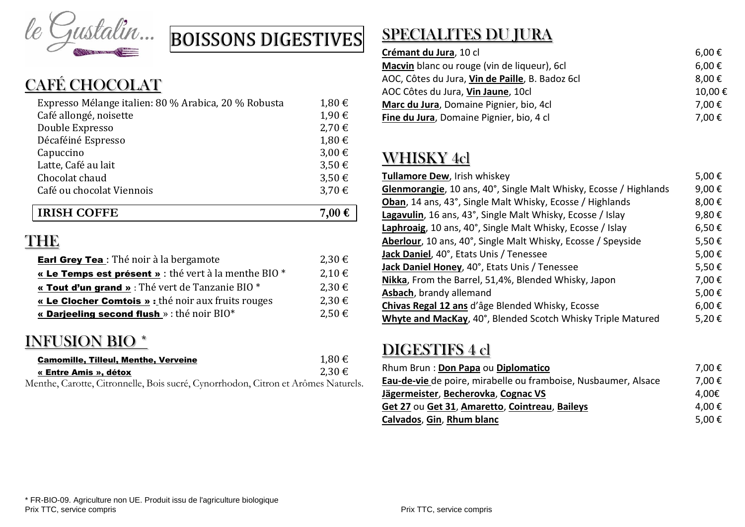le Gustalin...

# BOISSONS DIGESTIVES

## CAFÉ CHOCOLAT

| | |
|---|---|
| Expresso Mélange italien: 80 % Arabica, 20 % Robusta | 1,80 € |
| Café allongé, noisette | 1,90 € |
| Double Expresso | 2,70 € |
| Décaféiné Espresso | 1,80 € |
| Capuccino | 3,00 € |
| Latte, Café au lait | 3,50 € |
| Chocolat chaud | 3,50 € |
| Café ou chocolat Viennois | 3,70 € |
| **IRISH COFFE** | **7,00 €** |

## THE

| | |
|---|---|
| **Earl Grey Tea** : Thé noir à la bergamote | 2,30 € |
| **« Le Temps est présent »** : thé vert à la menthe BIO * | 2,10 € |
| **« Tout d'un grand »** : Thé vert de Tanzanie BIO * | 2,30 € |
| **« Le Clocher Comtois » :** thé noir aux fruits rouges | 2,30 € |
| **« Darjeeling second flush** » : thé noir BIO* | 2,50 € |

## INFUSION BIO *

| | |
|---|---|
| **Camomille, Tilleul, Menthe, Verveine** | 1,80 € |
| **« Entre Amis », détox** | 2,30 € |

Menthe, Carotte, Citronnelle, Bois sucré, Cynorrhodon, Citron et Arômes Naturels.

## SPECIALITES DU JURA

| | |
|---|---|
| **Crémant du Jura**, 10 cl | 6,00 € |
| **Macvin** blanc ou rouge (vin de liqueur), 6cl | 6,00 € |
| AOC, Côtes du Jura, **Vin de Paille**, B. Badoz 6cl | 8,00 € |
| AOC Côtes du Jura, **Vin Jaune**, 10cl | 10,00 € |
| **Marc du Jura**, Domaine Pignier, bio, 4cl | 7,00 € |
| **Fine du Jura**, Domaine Pignier, bio, 4 cl | 7,00 € |

## WHISKY 4cl

| | |
|---|---|
| **Tullamore Dew**, Irish whiskey | 5,00 € |
| **Glenmorangie**, 10 ans, 40°, Single Malt Whisky, Ecosse / Highlands | 9,00 € |
| **Oban**, 14 ans, 43°, Single Malt Whisky, Ecosse / Highlands | 8,00 € |
| **Lagavulin**, 16 ans, 43°, Single Malt Whisky, Ecosse / Islay | 9,80 € |
| **Laphroaig**, 10 ans, 40°, Single Malt Whisky, Ecosse / Islay | 6,50 € |
| **Aberlour**, 10 ans, 40°, Single Malt Whisky, Ecosse / Speyside | 5,50 € |
| **Jack Daniel**, 40°, Etats Unis / Tenessee | 5,00 € |
| **Jack Daniel Honey**, 40°, Etats Unis / Tenessee | 5,50 € |
| **Nikka**, From the Barrel, 51,4%, Blended Whisky, Japon | 7,00 € |
| **Asbach**, brandy allemand | 5,00 € |
| **Chivas Regal 12 ans** d'âge Blended Whisky, Ecosse | 6,00 € |
| **Whyte and MacKay**, 40°, Blended Scotch Whisky Triple Matured | 5,20 € |

## DIGESTIFS 4 cl

| | |
|---|---|
| Rhum Brun : **Don Papa** ou **Diplomatico** | 7,00 € |
| **Eau-de-vie** de poire, mirabelle ou framboise, Nusbaumer, Alsace | 7,00 € |
| **Jägermeister**, **Becherovka**, **Cognac VS** | 4,00€ |
| **Get 27** ou **Get 31**, **Amaretto**, **Cointreau**, **Baileys** | 4,00 € |
| **Calvados**, **Gin**, **Rhum blanc** | 5,00 € |

* FR-BIO-09. Agriculture non UE. Produit issu de l'agriculture biologique

Prix TTC, service compris

Prix TTC, service compris